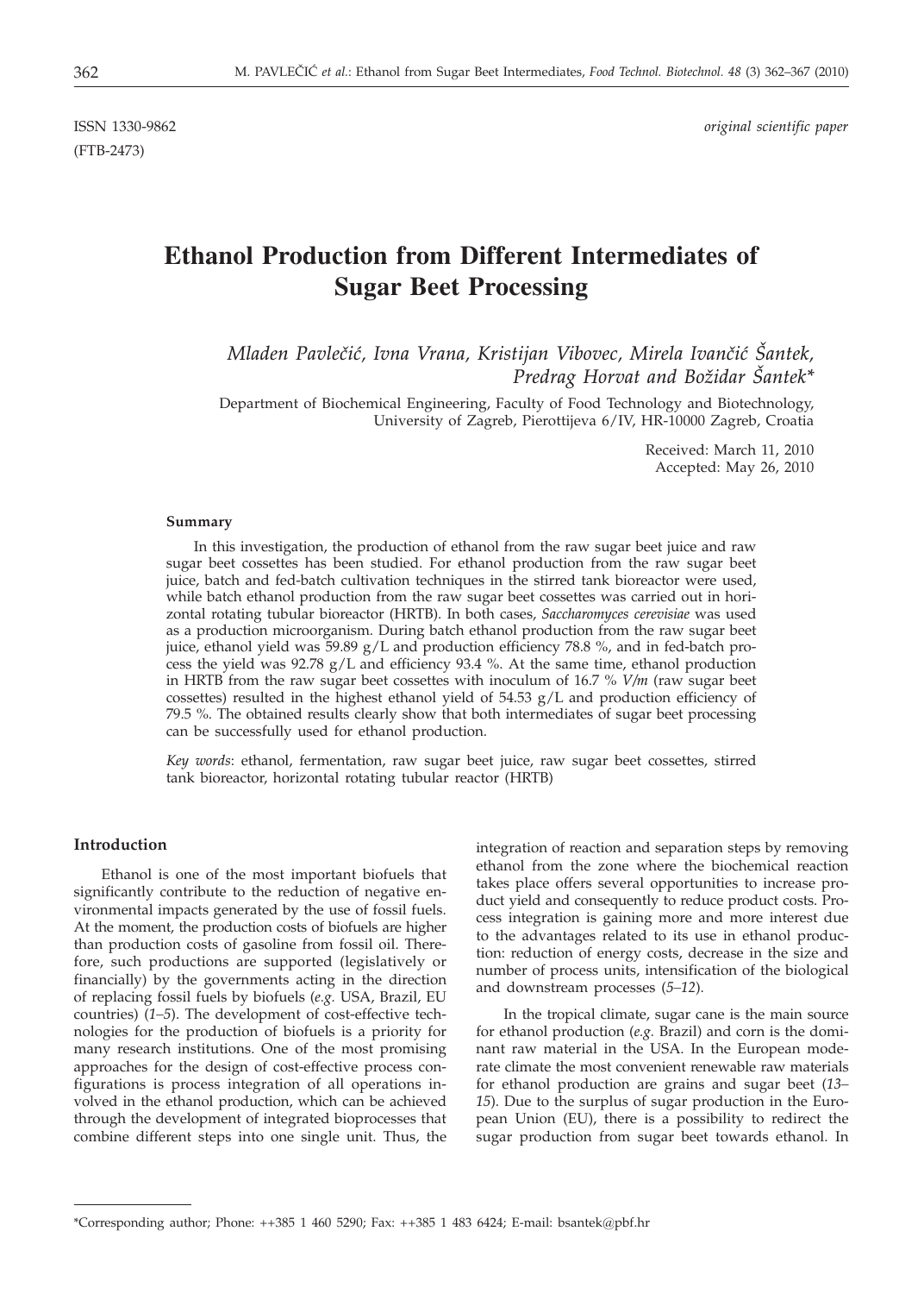ISSN 1330-9862 *original scientific paper*
(FTB-2473)

# Ethanol Production from Different Intermediates of Sugar Beet Processing

*Mladen Pavlečić, Ivna Vrana, Kristijan Vibovec, Mirela Ivančić Šantek, Predrag Horvat and Božidar Šantek\**

Department of Biochemical Engineering, Faculty of Food Technology and Biotechnology, University of Zagreb, Pierottijeva 6/IV, HR-10000 Zagreb, Croatia

Received: March 11, 2010
Accepted: May 26, 2010

### Summary

In this investigation, the production of ethanol from the raw sugar beet juice and raw sugar beet cossettes has been studied. For ethanol production from the raw sugar beet juice, batch and fed-batch cultivation techniques in the stirred tank bioreactor were used, while batch ethanol production from the raw sugar beet cossettes was carried out in horizontal rotating tubular bioreactor (HRTB). In both cases, *Saccharomyces cerevisiae* was used as a production microorganism. During batch ethanol production from the raw sugar beet juice, ethanol yield was 59.89 g/L and production efficiency 78.8 %, and in fed-batch process the yield was 92.78 g/L and efficiency 93.4 %. At the same time, ethanol production in HRTB from the raw sugar beet cossettes with inoculum of 16.7 % *V/m* (raw sugar beet cossettes) resulted in the highest ethanol yield of 54.53 g/L and production efficiency of 79.5 %. The obtained results clearly show that both intermediates of sugar beet processing can be successfully used for ethanol production.

*Key words*: ethanol, fermentation, raw sugar beet juice, raw sugar beet cossettes, stirred tank bioreactor, horizontal rotating tubular reactor (HRTB)

## Introduction

Ethanol is one of the most important biofuels that significantly contribute to the reduction of negative environmental impacts generated by the use of fossil fuels. At the moment, the production costs of biofuels are higher than production costs of gasoline from fossil oil. Therefore, such productions are supported (legislatively or financially) by the governments acting in the direction of replacing fossil fuels by biofuels (*e.g.* USA, Brazil, EU countries) (*1–5*). The development of cost-effective technologies for the production of biofuels is a priority for many research institutions. One of the most promising approaches for the design of cost-effective process configurations is process integration of all operations involved in the ethanol production, which can be achieved through the development of integrated bioprocesses that combine different steps into one single unit. Thus, the integration of reaction and separation steps by removing ethanol from the zone where the biochemical reaction takes place offers several opportunities to increase product yield and consequently to reduce product costs. Process integration is gaining more and more interest due to the advantages related to its use in ethanol production: reduction of energy costs, decrease in the size and number of process units, intensification of the biological and downstream processes (*5–12*).

In the tropical climate, sugar cane is the main source for ethanol production (*e.g.* Brazil) and corn is the dominant raw material in the USA. In the European moderate climate the most convenient renewable raw materials for ethanol production are grains and sugar beet (*13–15*). Due to the surplus of sugar production in the European Union (EU), there is a possibility to redirect the sugar production from sugar beet towards ethanol. In

\*Corresponding author; Phone: ++385 1 460 5290; Fax: ++385 1 483 6424; E-mail: bsantek@pbf.hr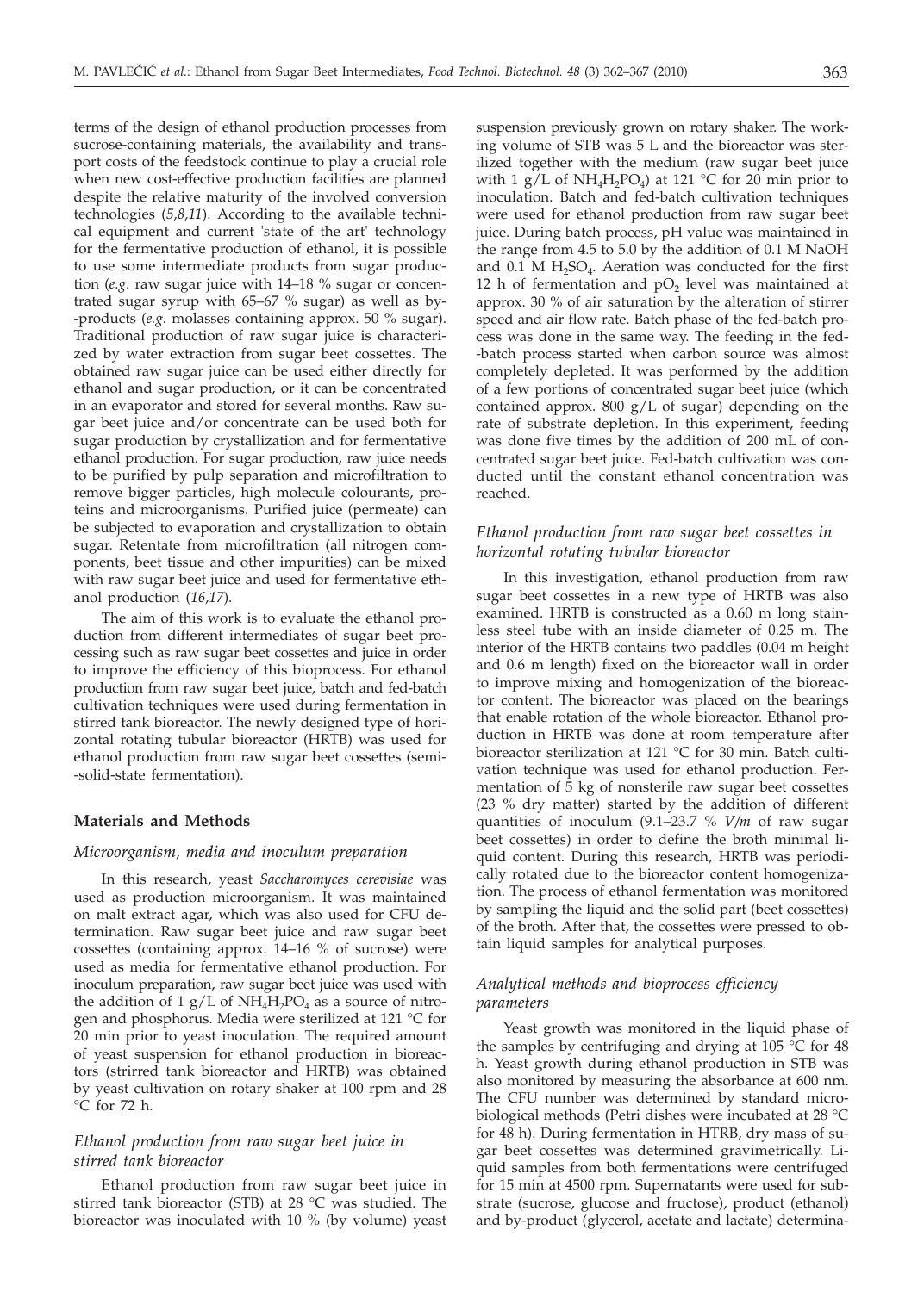terms of the design of ethanol production processes from sucrose-containing materials, the availability and transport costs of the feedstock continue to play a crucial role when new cost-effective production facilities are planned despite the relative maturity of the involved conversion technologies (*5,8,11*). According to the available technical equipment and current 'state of the art' technology for the fermentative production of ethanol, it is possible to use some intermediate products from sugar production (*e.g.* raw sugar juice with 14–18 % sugar or concentrated sugar syrup with 65–67 % sugar) as well as by-products (*e.g.* molasses containing approx. 50 % sugar). Traditional production of raw sugar juice is characterized by water extraction from sugar beet cossettes. The obtained raw sugar juice can be used either directly for ethanol and sugar production, or it can be concentrated in an evaporator and stored for several months. Raw sugar beet juice and/or concentrate can be used both for sugar production by crystallization and for fermentative ethanol production. For sugar production, raw juice needs to be purified by pulp separation and microfiltration to remove bigger particles, high molecule colourants, proteins and microorganisms. Purified juice (permeate) can be subjected to evaporation and crystallization to obtain sugar. Retentate from microfiltration (all nitrogen components, beet tissue and other impurities) can be mixed with raw sugar beet juice and used for fermentative ethanol production (*16,17*).

The aim of this work is to evaluate the ethanol production from different intermediates of sugar beet processing such as raw sugar beet cossettes and juice in order to improve the efficiency of this bioprocess. For ethanol production from raw sugar beet juice, batch and fed-batch cultivation techniques were used during fermentation in stirred tank bioreactor. The newly designed type of horizontal rotating tubular bioreactor (HRTB) was used for ethanol production from raw sugar beet cossettes (semi-solid-state fermentation).

## Materials and Methods

### Microorganism, media and inoculum preparation

In this research, yeast *Saccharomyces cerevisiae* was used as production microorganism. It was maintained on malt extract agar, which was also used for CFU determination. Raw sugar beet juice and raw sugar beet cossettes (containing approx. 14–16 % of sucrose) were used as media for fermentative ethanol production. For inoculum preparation, raw sugar beet juice was used with the addition of 1 g/L of $NH_4H_2PO_4$ as a source of nitrogen and phosphorus. Media were sterilized at 121 °C for 20 min prior to yeast inoculation. The required amount of yeast suspension for ethanol production in bioreactors (strirred tank bioreactor and HRTB) was obtained by yeast cultivation on rotary shaker at 100 rpm and 28 °C for 72 h.

### Ethanol production from raw sugar beet juice in stirred tank bioreactor

Ethanol production from raw sugar beet juice in stirred tank bioreactor (STB) at 28 °C was studied. The bioreactor was inoculated with 10 % (by volume) yeast suspension previously grown on rotary shaker. The working volume of STB was 5 L and the bioreactor was sterilized together with the medium (raw sugar beet juice with 1 g/L of $NH_4H_2PO_4$) at 121 °C for 20 min prior to inoculation. Batch and fed-batch cultivation techniques were used for ethanol production from raw sugar beet juice. During batch process, pH value was maintained in the range from 4.5 to 5.0 by the addition of 0.1 M NaOH and 0.1 M $H_2SO_4$. Aeration was conducted for the first 12 h of fermentation and $pO_2$ level was maintained at approx. 30 % of air saturation by the alteration of stirrer speed and air flow rate. Batch phase of the fed-batch process was done in the same way. The feeding in the fed-batch process started when carbon source was almost completely depleted. It was performed by the addition of a few portions of concentrated sugar beet juice (which contained approx. 800 g/L of sugar) depending on the rate of substrate depletion. In this experiment, feeding was done five times by the addition of 200 mL of concentrated sugar beet juice. Fed-batch cultivation was conducted until the constant ethanol concentration was reached.

### Ethanol production from raw sugar beet cossettes in horizontal rotating tubular bioreactor

In this investigation, ethanol production from raw sugar beet cossettes in a new type of HRTB was also examined. HRTB is constructed as a 0.60 m long stainless steel tube with an inside diameter of 0.25 m. The interior of the HRTB contains two paddles (0.04 m height and 0.6 m length) fixed on the bioreactor wall in order to improve mixing and homogenization of the bioreactor content. The bioreactor was placed on the bearings that enable rotation of the whole bioreactor. Ethanol production in HRTB was done at room temperature after bioreactor sterilization at 121 °C for 30 min. Batch cultivation technique was used for ethanol production. Fermentation of 5 kg of nonsterile raw sugar beet cossettes (23 % dry matter) started by the addition of different quantities of inoculum (9.1–23.7 % *V/m* of raw sugar beet cossettes) in order to define the broth minimal liquid content. During this research, HRTB was periodically rotated due to the bioreactor content homogenization. The process of ethanol fermentation was monitored by sampling the liquid and the solid part (beet cossettes) of the broth. After that, the cossettes were pressed to obtain liquid samples for analytical purposes.

### Analytical methods and bioprocess efficiency parameters

Yeast growth was monitored in the liquid phase of the samples by centrifuging and drying at 105 °C for 48 h. Yeast growth during ethanol production in STB was also monitored by measuring the absorbance at 600 nm. The CFU number was determined by standard microbiological methods (Petri dishes were incubated at 28 °C for 48 h). During fermentation in HTRB, dry mass of sugar beet cossettes was determined gravimetrically. Liquid samples from both fermentations were centrifuged for 15 min at 4500 rpm. Supernatants were used for substrate (sucrose, glucose and fructose), product (ethanol) and by-product (glycerol, acetate and lactate) determina-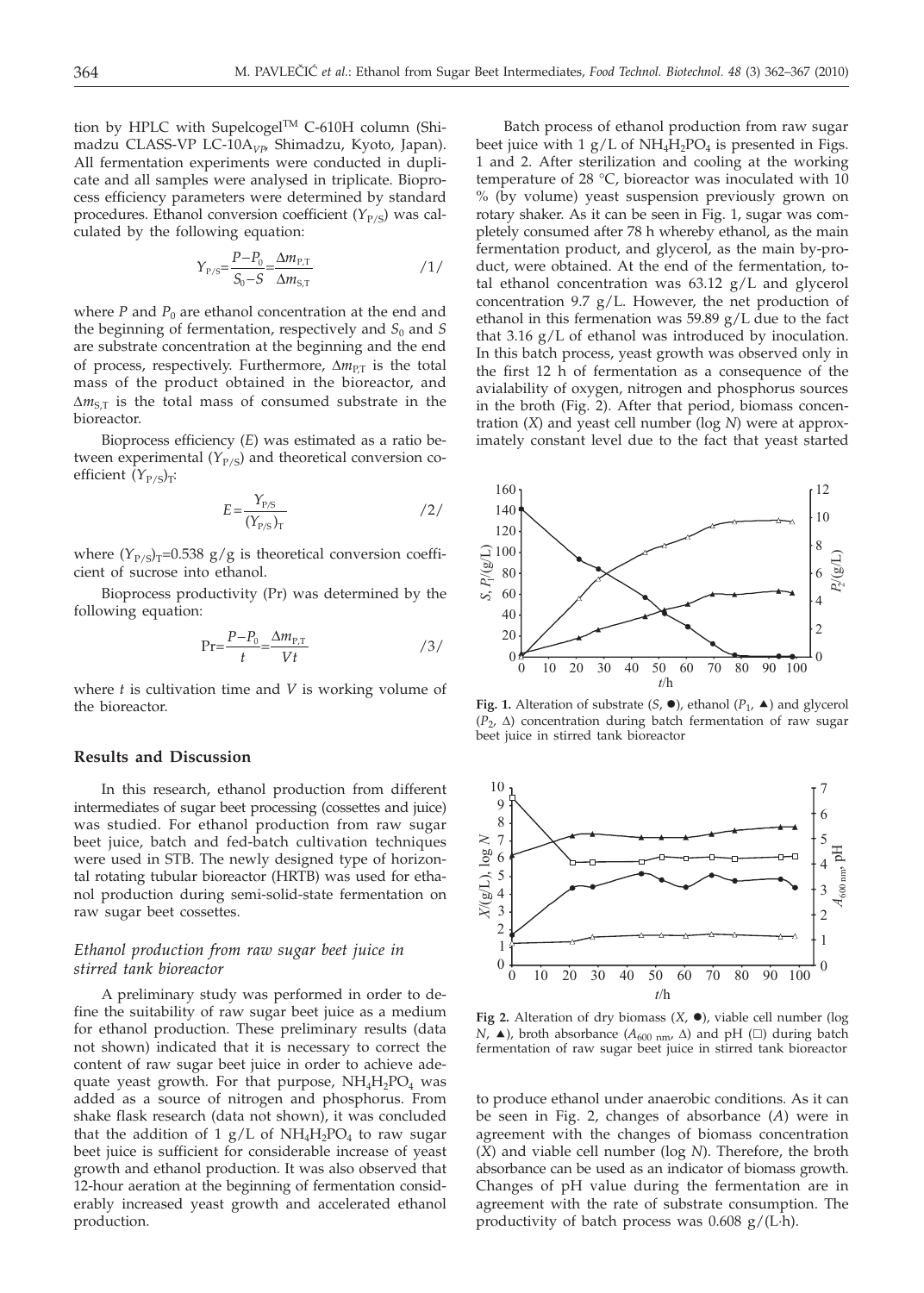tion by HPLC with Supelcogel™ C-610H column (Shimadzu CLASS-VP LC-10A$_{VP}$, Shimadzu, Kyoto, Japan). All fermentation experiments were conducted in duplicate and all samples were analysed in triplicate. Bioprocess efficiency parameters were determined by standard procedures. Ethanol conversion coefficient ($Y_{P/S}$) was calculated by the following equation:

$$Y_{P/S} = \frac{P - P_0}{S_0 - S} = \frac{\Delta m_{P,T}}{\Delta m_{S,T}} \qquad /1/$$

where $P$ and $P_0$ are ethanol concentration at the end and the beginning of fermentation, respectively and $S_0$ and $S$ are substrate concentration at the beginning and the end of process, respectively. Furthermore, $\Delta m_{P,T}$ is the total mass of the product obtained in the bioreactor, and $\Delta m_{S,T}$ is the total mass of consumed substrate in the bioreactor.

Bioprocess efficiency ($E$) was estimated as a ratio between experimental ($Y_{P/S}$) and theoretical conversion coefficient $(Y_{P/S})_T$:

$$E = \frac{Y_{P/S}}{(Y_{P/S})_T} \qquad /2/$$

where $(Y_{P/S})_T$=0.538 g/g is theoretical conversion coefficient of sucrose into ethanol.

Bioprocess productivity (Pr) was determined by the following equation:

$$\mathrm{Pr} = \frac{P - P_0}{t} = \frac{\Delta m_{P,T}}{Vt} \qquad /3/$$

where $t$ is cultivation time and $V$ is working volume of the bioreactor.

## Results and Discussion

In this research, ethanol production from different intermediates of sugar beet processing (cossettes and juice) was studied. For ethanol production from raw sugar beet juice, batch and fed-batch cultivation techniques were used in STB. The newly designed type of horizontal rotating tubular bioreactor (HRTB) was used for ethanol production during semi-solid-state fermentation on raw sugar beet cossettes.

### *Ethanol production from raw sugar beet juice in stirred tank bioreactor*

A preliminary study was performed in order to define the suitability of raw sugar beet juice as a medium for ethanol production. These preliminary results (data not shown) indicated that it is necessary to correct the content of raw sugar beet juice in order to achieve adequate yeast growth. For that purpose, $NH_4H_2PO_4$ was added as a source of nitrogen and phosphorus. From shake flask research (data not shown), it was concluded that the addition of 1 g/L of $NH_4H_2PO_4$ to raw sugar beet juice is sufficient for considerable increase of yeast growth and ethanol production. It was also observed that 12-hour aeration at the beginning of fermentation considerably increased yeast growth and accelerated ethanol production.

Batch process of ethanol production from raw sugar beet juice with 1 g/L of $NH_4H_2PO_4$ is presented in Figs. 1 and 2. After sterilization and cooling at the working temperature of 28 °C, bioreactor was inoculated with 10 % (by volume) yeast suspension previously grown on rotary shaker. As it can be seen in Fig. 1, sugar was completely consumed after 78 h whereby ethanol, as the main fermentation product, and glycerol, as the main by-product, were obtained. At the end of the fermentation, total ethanol concentration was 63.12 g/L and glycerol concentration 9.7 g/L. However, the net production of ethanol in this fermenation was 59.89 g/L due to the fact that 3.16 g/L of ethanol was introduced by inoculation. In this batch process, yeast growth was observed only in the first 12 h of fermentation as a consequence of the avialability of oxygen, nitrogen and phosphorus sources in the broth (Fig. 2). After that period, biomass concentration ($X$) and yeast cell number (log $N$) were at approximately constant level due to the fact that yeast started

**Fig. 1.** Alteration of substrate ($S$, ●), ethanol ($P_1$, ▲) and glycerol ($P_2$, Δ) concentration during batch fermentation of raw sugar beet juice in stirred tank bioreactor

**Fig 2.** Alteration of dry biomass ($X$, ●), viable cell number (log $N$, ▲), broth absorbance ($A_{600\ nm}$, Δ) and pH (□) during batch fermentation of raw sugar beet juice in stirred tank bioreactor

to produce ethanol under anaerobic conditions. As it can be seen in Fig. 2, changes of absorbance ($A$) were in agreement with the changes of biomass concentration ($X$) and viable cell number (log $N$). Therefore, the broth absorbance can be used as an indicator of biomass growth. Changes of pH value during the fermentation are in agreement with the rate of substrate consumption. The productivity of batch process was 0.608 g/(L·h).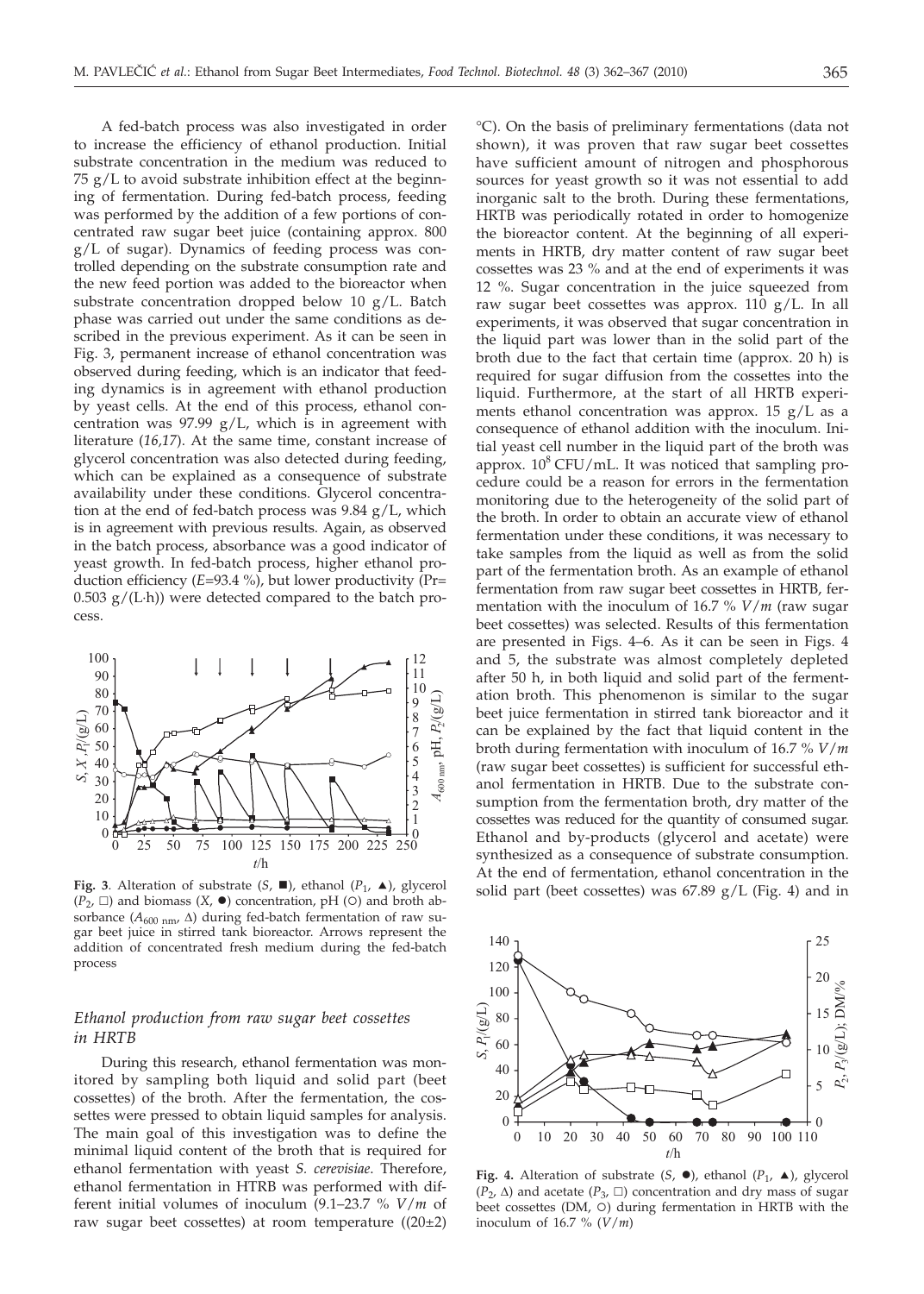A fed-batch process was also investigated in order to increase the efficiency of ethanol production. Initial substrate concentration in the medium was reduced to 75 g/L to avoid substrate inhibition effect at the beginning of fermentation. During fed-batch process, feeding was performed by the addition of a few portions of concentrated raw sugar beet juice (containing approx. 800 g/L of sugar). Dynamics of feeding process was controlled depending on the substrate consumption rate and the new feed portion was added to the bioreactor when substrate concentration dropped below 10 g/L. Batch phase was carried out under the same conditions as described in the previous experiment. As it can be seen in Fig. 3, permanent increase of ethanol concentration was observed during feeding, which is an indicator that feeding dynamics is in agreement with ethanol production by yeast cells. At the end of this process, ethanol concentration was 97.99 g/L, which is in agreement with literature (*16,17*). At the same time, constant increase of glycerol concentration was also detected during feeding, which can be explained as a consequence of substrate availability under these conditions. Glycerol concentration at the end of fed-batch process was 9.84 g/L, which is in agreement with previous results. Again, as observed in the batch process, absorbance was a good indicator of yeast growth. In fed-batch process, higher ethanol production efficiency (*E*=93.4 %), but lower productivity (Pr= 0.503 g/(L·h)) were detected compared to the batch process.

**Fig. 3**. Alteration of substrate ($S$, ■), ethanol ($P_1$, ▲), glycerol ($P_2$, □) and biomass ($X$, ●) concentration, pH (○) and broth absorbance ($A_{600\ nm}$, Δ) during fed-batch fermentation of raw sugar beet juice in stirred tank bioreactor. Arrows represent the addition of concentrated fresh medium during the fed-batch process

### *Ethanol production from raw sugar beet cossettes in HRTB*

During this research, ethanol fermentation was monitored by sampling both liquid and solid part (beet cossettes) of the broth. After the fermentation, the cossettes were pressed to obtain liquid samples for analysis. The main goal of this investigation was to define the minimal liquid content of the broth that is required for ethanol fermentation with yeast *S. cerevisiae*. Therefore, ethanol fermentation in HTRB was performed with different initial volumes of inoculum (9.1–23.7 % $V/m$ of raw sugar beet cossettes) at room temperature ((20±2) °C). On the basis of preliminary fermentations (data not shown), it was proven that raw sugar beet cossettes have sufficient amount of nitrogen and phosphorous sources for yeast growth so it was not essential to add inorganic salt to the broth. During these fermentations, HRTB was periodically rotated in order to homogenize the bioreactor content. At the beginning of all experiments in HRTB, dry matter content of raw sugar beet cossettes was 23 % and at the end of experiments it was 12 %. Sugar concentration in the juice squeezed from raw sugar beet cossettes was approx. 110 g/L. In all experiments, it was observed that sugar concentration in the liquid part was lower than in the solid part of the broth due to the fact that certain time (approx. 20 h) is required for sugar diffusion from the cossettes into the liquid. Furthermore, at the start of all HRTB experiments ethanol concentration was approx. 15 g/L as a consequence of ethanol addition with the inoculum. Initial yeast cell number in the liquid part of the broth was approx. $10^8$ CFU/mL. It was noticed that sampling procedure could be a reason for errors in the fermentation monitoring due to the heterogeneity of the solid part of the broth. In order to obtain an accurate view of ethanol fermentation under these conditions, it was necessary to take samples from the liquid as well as from the solid part of the fermentation broth. As an example of ethanol fermentation from raw sugar beet cossettes in HRTB, fermentation with the inoculum of 16.7 % $V/m$ (raw sugar beet cossettes) was selected. Results of this fermentation are presented in Figs. 4–6. As it can be seen in Figs. 4 and 5, the substrate was almost completely depleted after 50 h, in both liquid and solid part of the fermentation broth. This phenomenon is similar to the sugar beet juice fermentation in stirred tank bioreactor and it can be explained by the fact that liquid content in the broth during fermentation with inoculum of 16.7 % $V/m$ (raw sugar beet cossettes) is sufficient for successful ethanol fermentation in HRTB. Due to the substrate consumption from the fermentation broth, dry matter of the cossettes was reduced for the quantity of consumed sugar. Ethanol and by-products (glycerol and acetate) were synthesized as a consequence of substrate consumption. At the end of fermentation, ethanol concentration in the solid part (beet cossettes) was 67.89 g/L (Fig. 4) and in

**Fig. 4.** Alteration of substrate ($S$, ●), ethanol ($P_1$, ▲), glycerol ($P_2$, Δ) and acetate ($P_3$, □) concentration and dry mass of sugar beet cossettes (DM, ○) during fermentation in HRTB with the inoculum of 16.7 % ($V/m$)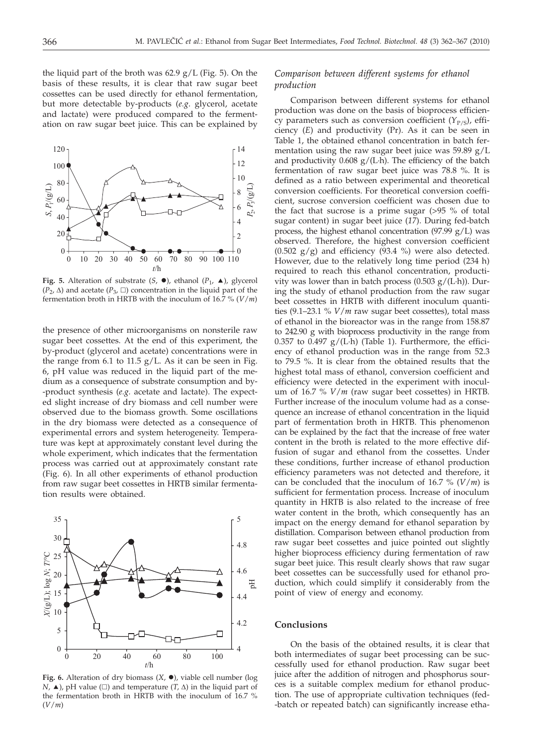the liquid part of the broth was 62.9 g/L (Fig. 5). On the basis of these results, it is clear that raw sugar beet cossettes can be used directly for ethanol fermentation, but more detectable by-products (*e.g.* glycerol, acetate and lactate) were produced compared to the fermentation on raw sugar beet juice. This can be explained by the presence of other microorganisms on nonsterile raw sugar beet cossettes. At the end of this experiment, the by-product (glycerol and acetate) concentrations were in the range from 6.1 to 11.5 g/L. As it can be seen in Fig. 6, pH value was reduced in the liquid part of the medium as a consequence of substrate consumption and by-product synthesis (*e.g.* acetate and lactate). The expected slight increase of dry biomass and cell number were observed due to the biomass growth. Some oscillations in the dry biomass were detected as a consequence of experimental errors and system heterogeneity. Temperature was kept at approximately constant level during the whole experiment, which indicates that the fermentation process was carried out at approximately constant rate (Fig. 6). In all other experiments of ethanol production from raw sugar beet cossettes in HRTB similar fermentation results were obtained.

**Fig. 5.** Alteration of substrate ($S$, ●), ethanol ($P_1$, ▲), glycerol ($P_2$, Δ) and acetate ($P_3$, □) concentration in the liquid part of the fermentation broth in HRTB with the inoculum of 16.7 % ($V/m$)

**Fig. 6.** Alteration of dry biomass ($X$, ●), viable cell number (log $N$, ▲), pH value (□) and temperature ($T$, Δ) in the liquid part of the fermentation broth in HRTB with the inoculum of 16.7 % ($V/m$)

### *Comparison between different systems for ethanol production*

Comparison between different systems for ethanol production was done on the basis of bioprocess efficiency parameters such as conversion coefficient ($Y_{P/S}$), efficiency ($E$) and productivity (Pr). As it can be seen in Table 1, the obtained ethanol concentration in batch fermentation using the raw sugar beet juice was 59.89 g/L and productivity 0.608 g/(L·h). The efficiency of the batch fermentation of raw sugar beet juice was 78.8 %. It is defined as a ratio between experimental and theoretical conversion coefficients. For theoretical conversion coefficient, sucrose conversion coefficient was chosen due to the fact that sucrose is a prime sugar (>95 % of total sugar content) in sugar beet juice (*17*). During fed-batch process, the highest ethanol concentration (97.99 g/L) was observed. Therefore, the highest conversion coefficient (0.502 g/g) and efficiency (93.4 %) were also detected. However, due to the relatively long time period (234 h) required to reach this ethanol concentration, productivity was lower than in batch process (0.503 g/(L·h)). During the study of ethanol production from the raw sugar beet cossettes in HRTB with different inoculum quantities (9.1–23.1 % $V/m$ raw sugar beet cossettes), total mass of ethanol in the bioreactor was in the range from 158.87 to 242.90 g with bioprocess productivity in the range from 0.357 to 0.497 g/(L·h) (Table 1). Furthermore, the efficiency of ethanol production was in the range from 52.3 to 79.5 %. It is clear from the obtained results that the highest total mass of ethanol, conversion coefficient and efficiency were detected in the experiment with inoculum of 16.7 % $V/m$ (raw sugar beet cossettes) in HRTB. Further increase of the inoculum volume had as a consequence an increase of ethanol concentration in the liquid part of fermentation broth in HRTB. This phenomenon can be explained by the fact that the increase of free water content in the broth is related to the more effective diffusion of sugar and ethanol from the cossettes. Under these conditions, further increase of ethanol production efficiency parameters was not detected and therefore, it can be concluded that the inoculum of 16.7 % ($V/m$) is sufficient for fermentation process. Increase of inoculum quantity in HRTB is also related to the increase of free water content in the broth, which consequently has an impact on the energy demand for ethanol separation by distillation. Comparison between ethanol production from raw sugar beet cossettes and juice pointed out slightly higher bioprocess efficiency during fermentation of raw sugar beet juice. This result clearly shows that raw sugar beet cossettes can be successfully used for ethanol production, which could simplify it considerably from the point of view of energy and economy.

## Conclusions

On the basis of the obtained results, it is clear that both intermediates of sugar beet processing can be successfully used for ethanol production. Raw sugar beet juice after the addition of nitrogen and phosphorus sources is a suitable complex medium for ethanol production. The use of appropriate cultivation techniques (fed-batch or repeated batch) can significantly increase etha-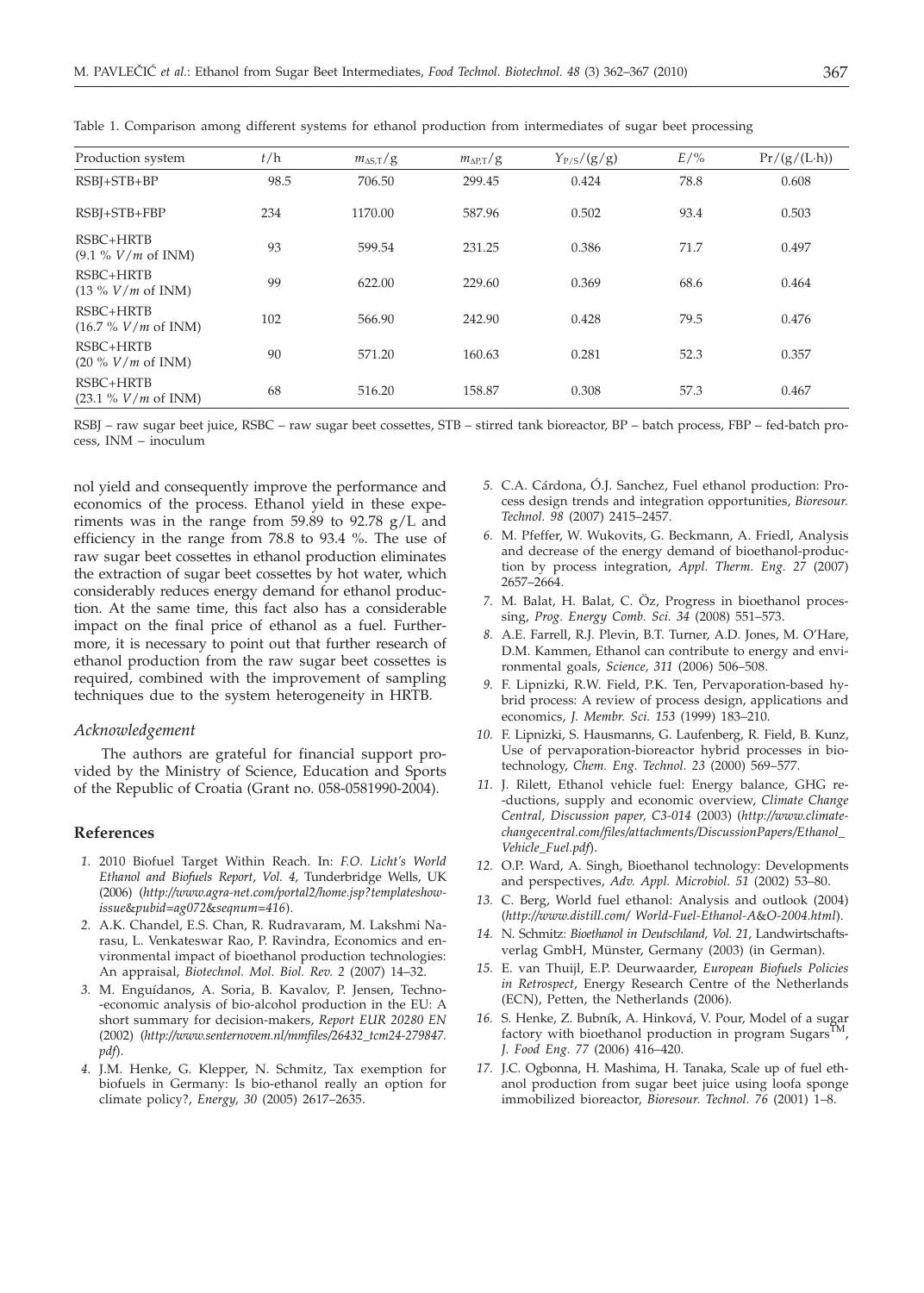Table 1. Comparison among different systems for ethanol production from intermediates of sugar beet processing

| Production system | $t$/h | $m_{\Delta S,T}$/g | $m_{\Delta P,T}$/g | $Y_{P/S}$/(g/g) | $E$/% | Pr/(g/(L·h)) |
|---|---|---|---|---|---|---|
| RSBJ+STB+BP | 98.5 | 706.50 | 299.45 | 0.424 | 78.8 | 0.608 |
| RSBJ+STB+FBP | 234 | 1170.00 | 587.96 | 0.502 | 93.4 | 0.503 |
| RSBC+HRTB (9.1 % $V/m$ of INM) | 93 | 599.54 | 231.25 | 0.386 | 71.7 | 0.497 |
| RSBC+HRTB (13 % $V/m$ of INM) | 99 | 622.00 | 229.60 | 0.369 | 68.6 | 0.464 |
| RSBC+HRTB (16.7 % $V/m$ of INM) | 102 | 566.90 | 242.90 | 0.428 | 79.5 | 0.476 |
| RSBC+HRTB (20 % $V/m$ of INM) | 90 | 571.20 | 160.63 | 0.281 | 52.3 | 0.357 |
| RSBC+HRTB (23.1 % $V/m$ of INM) | 68 | 516.20 | 158.87 | 0.308 | 57.3 | 0.467 |

RSBJ – raw sugar beet juice, RSBC – raw sugar beet cossettes, STB – stirred tank bioreactor, BP – batch process, FBP – fed-batch process, INM – inoculum

nol yield and consequently improve the performance and economics of the process. Ethanol yield in these experiments was in the range from 59.89 to 92.78 g/L and efficiency in the range from 78.8 to 93.4 %. The use of raw sugar beet cossettes in ethanol production eliminates the extraction of sugar beet cossettes by hot water, which considerably reduces energy demand for ethanol production. At the same time, this fact also has a considerable impact on the final price of ethanol as a fuel. Furthermore, it is necessary to point out that further research of ethanol production from the raw sugar beet cossettes is required, combined with the improvement of sampling techniques due to the system heterogeneity in HRTB.

### *Acknowledgement*

The authors are grateful for financial support provided by the Ministry of Science, Education and Sports of the Republic of Croatia (Grant no. 058-0581990-2004).

## References

1. 2010 Biofuel Target Within Reach. In: *F.O. Licht's World Ethanol and Biofuels Report*, *Vol. 4*, Tunderbridge Wells, UK (2006) (*http://www.agra-net.com/portal2/home.jsp?templateshowissue&pubid=ag072&seqnum=416*).
2. A.K. Chandel, E.S. Chan, R. Rudravaram, M. Lakshmi Narasu, L. Venkateswar Rao, P. Ravindra, Economics and environmental impact of bioethanol production technologies: An appraisal, *Biotechnol. Mol. Biol. Rev. 2* (2007) 14–32.
3. M. Enguídanos, A. Soria, B. Kavalov, P. Jensen, Techno--economic analysis of bio-alcohol production in the EU: A short summary for decision-makers, *Report EUR 20280 EN* (2002) (*http://www.senternovem.nl/mmfiles/26432_tcm24-279847.pdf*).
4. J.M. Henke, G. Klepper, N. Schmitz, Tax exemption for biofuels in Germany: Is bio-ethanol really an option for climate policy?, *Energy, 30* (2005) 2617–2635.
5. C.A. Cárdona, Ó.J. Sanchez, Fuel ethanol production: Process design trends and integration opportunities, *Bioresour. Technol. 98* (2007) 2415–2457.
6. M. Pfeffer, W. Wukovits, G. Beckmann, A. Friedl, Analysis and decrease of the energy demand of bioethanol-production by process integration, *Appl. Therm. Eng. 27* (2007) 2657–2664.
7. M. Balat, H. Balat, C. Öz, Progress in bioethanol processing, *Prog. Energy Comb. Sci. 34* (2008) 551–573.
8. A.E. Farrell, R.J. Plevin, B.T. Turner, A.D. Jones, M. O'Hare, D.M. Kammen, Ethanol can contribute to energy and environmental goals, *Science, 311* (2006) 506–508.
9. F. Lipnizki, R.W. Field, P.K. Ten, Pervaporation-based hybrid process: A review of process design, applications and economics, *J. Membr. Sci. 153* (1999) 183–210.
10. F. Lipnizki, S. Hausmanns, G. Laufenberg, R. Field, B. Kunz, Use of pervaporation-bioreactor hybrid processes in biotechnology, *Chem. Eng. Technol. 23* (2000) 569–577.
11. J. Rilett, Ethanol vehicle fuel: Energy balance, GHG re--ductions, supply and economic overview, *Climate Change Central, Discussion paper, C3-014* (2003) (*http://www.climatechangecentral.com/files/attachments/DiscussionPapers/Ethanol_Vehicle_Fuel.pdf*).
12. O.P. Ward, A. Singh, Bioethanol technology: Developments and perspectives, *Adv. Appl. Microbiol. 51* (2002) 53–80.
13. C. Berg, World fuel ethanol: Analysis and outlook (2004) (*http://www.distill.com/ World-Fuel-Ethanol-A&O-2004.html*).
14. N. Schmitz: *Bioethanol in Deutschland, Vol. 21*, Landwirtschaftsverlag GmbH, Münster, Germany (2003) (in German).
15. E. van Thuijl, E.P. Deurwaarder, *European Biofuels Policies in Retrospect*, Energy Research Centre of the Netherlands (ECN), Petten, the Netherlands (2006).
16. S. Henke, Z. Bubník, A. Hinková, V. Pour, Model of a sugar factory with bioethanol production in program Sugars$^{TM}$, *J. Food Eng. 77* (2006) 416–420.
17. J.C. Ogbonna, H. Mashima, H. Tanaka, Scale up of fuel ethanol production from sugar beet juice using loofa sponge immobilized bioreactor, *Bioresour. Technol. 76* (2001) 1–8.